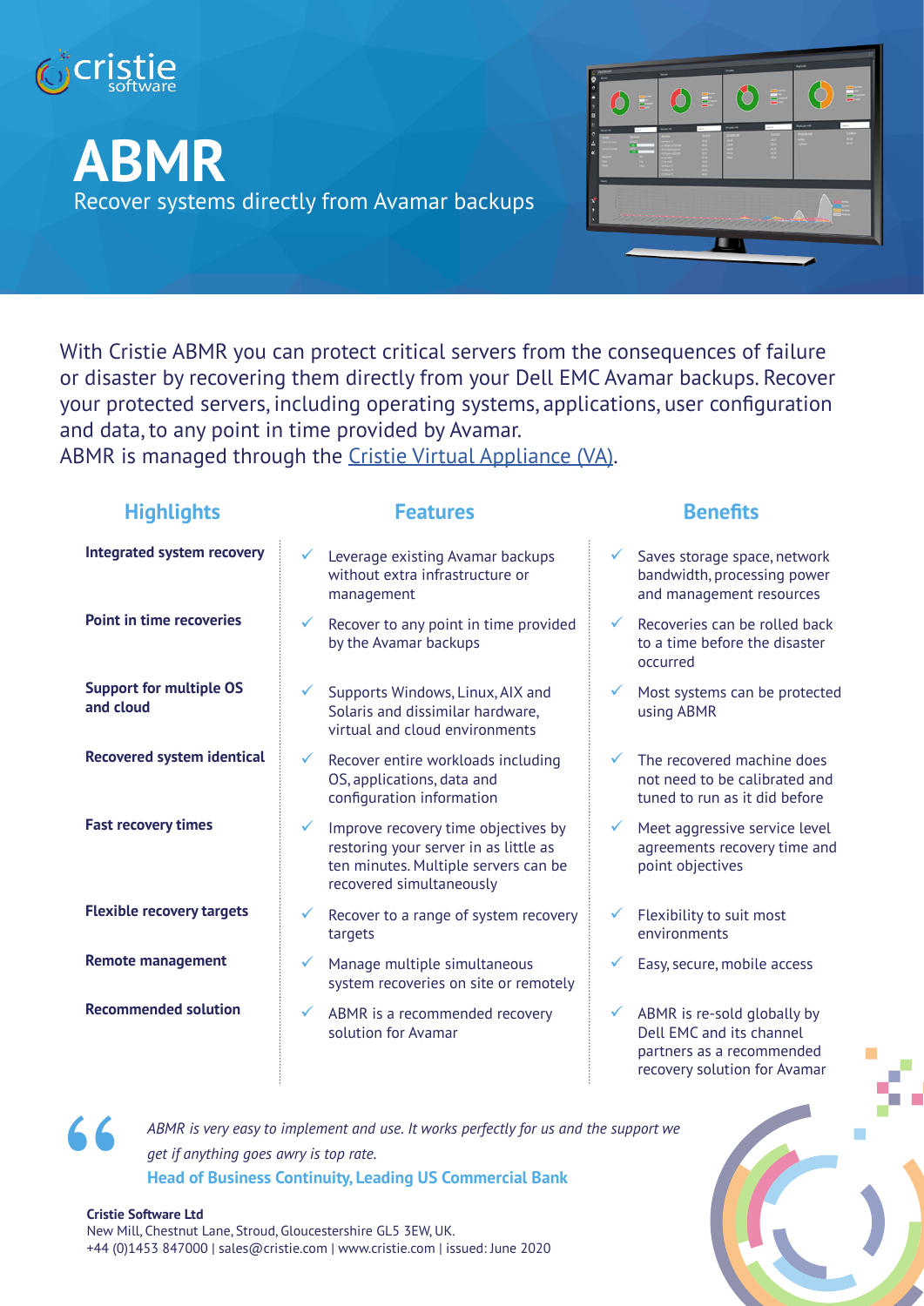cristie software

# ABMR

Recover systems directly from Avamar backups

With Cristie ABMR you can protect critical servers from the consequences of failure or disaster by recovering them directly from your Dell EMC Avamar backups. Recover your protected servers, including operating systems, applications, user configuration and data, to any point in time provided by Avamar.
ABMR is managed through the Cristie Virtual Appliance (VA).

| Highlights | Features | Benefits |
|---|---|---|
| **Integrated system recovery** | ✓ Leverage existing Avamar backups without extra infrastructure or management | ✓ Saves storage space, network bandwidth, processing power and management resources |
| **Point in time recoveries** | ✓ Recover to any point in time provided by the Avamar backups | ✓ Recoveries can be rolled back to a time before the disaster occurred |
| **Support for multiple OS and cloud** | ✓ Supports Windows, Linux, AIX and Solaris and dissimilar hardware, virtual and cloud environments | ✓ Most systems can be protected using ABMR |
| **Recovered system identical** | ✓ Recover entire workloads including OS, applications, data and configuration information | ✓ The recovered machine does not need to be calibrated and tuned to run as it did before |
| **Fast recovery times** | ✓ Improve recovery time objectives by restoring your server in as little as ten minutes. Multiple servers can be recovered simultaneously | ✓ Meet aggressive service level agreements recovery time and point objectives |
| **Flexible recovery targets** | ✓ Recover to a range of system recovery targets | ✓ Flexibility to suit most environments |
| **Remote management** | ✓ Manage multiple simultaneous system recoveries on site or remotely | ✓ Easy, secure, mobile access |
| **Recommended solution** | ✓ ABMR is a recommended recovery solution for Avamar | ✓ ABMR is re-sold globally by Dell EMC and its channel partners as a recommended recovery solution for Avamar |

> *ABMR is very easy to implement and use. It works perfectly for us and the support we get if anything goes awry is top rate.*
>
> **Head of Business Continuity, Leading US Commercial Bank**

**Cristie Software Ltd**
New Mill, Chestnut Lane, Stroud, Gloucestershire GL5 3EW, UK.
+44 (0)1453 847000 | sales@cristie.com | www.cristie.com | issued: June 2020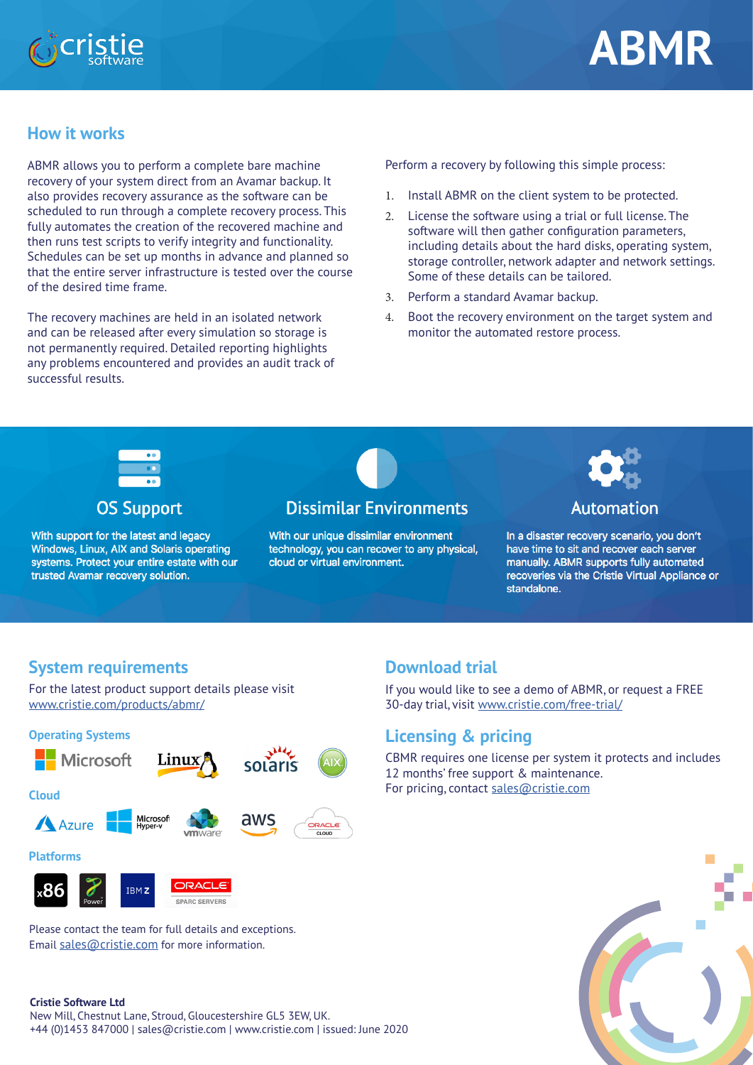# ABMR

## How it works

ABMR allows you to perform a complete bare machine recovery of your system direct from an Avamar backup. It also provides recovery assurance as the software can be scheduled to run through a complete recovery process. This fully automates the creation of the recovered machine and then runs test scripts to verify integrity and functionality. Schedules can be set up months in advance and planned so that the entire server infrastructure is tested over the course of the desired time frame.

The recovery machines are held in an isolated network and can be released after every simulation so storage is not permanently required. Detailed reporting highlights any problems encountered and provides an audit track of successful results.

Perform a recovery by following this simple process:

1. Install ABMR on the client system to be protected.
2. License the software using a trial or full license. The software will then gather configuration parameters, including details about the hard disks, operating system, storage controller, network adapter and network settings. Some of these details can be tailored.
3. Perform a standard Avamar backup.
4. Boot the recovery environment on the target system and monitor the automated restore process.

### OS Support

With support for the latest and legacy Windows, Linux, AIX and Solaris operating systems. Protect your entire estate with our trusted Avamar recovery solution.

### Dissimilar Environments

With our unique dissimilar environment technology, you can recover to any physical, cloud or virtual environment.

### Automation

In a disaster recovery scenario, you don't have time to sit and recover each server manually. ABMR supports fully automated recoveries via the Cristie Virtual Appliance or standalone.

## System requirements

For the latest product support details please visit www.cristie.com/products/abmr/

### Operating Systems

Microsoft, Linux, Solaris, AIX

### Cloud

Azure, Microsoft Hyper-V, vmware, aws, Oracle Cloud

### Platforms

x86, Power, IBM Z, Oracle SPARC Servers

Please contact the team for full details and exceptions.
Email sales@cristie.com for more information.

## Download trial

If you would like to see a demo of ABMR, or request a FREE 30-day trial, visit www.cristie.com/free-trial/

## Licensing & pricing

CBMR requires one license per system it protects and includes 12 months' free support & maintenance.
For pricing, contact sales@cristie.com

**Cristie Software Ltd**
New Mill, Chestnut Lane, Stroud, Gloucestershire GL5 3EW, UK.
+44 (0)1453 847000 | sales@cristie.com | www.cristie.com | issued: June 2020